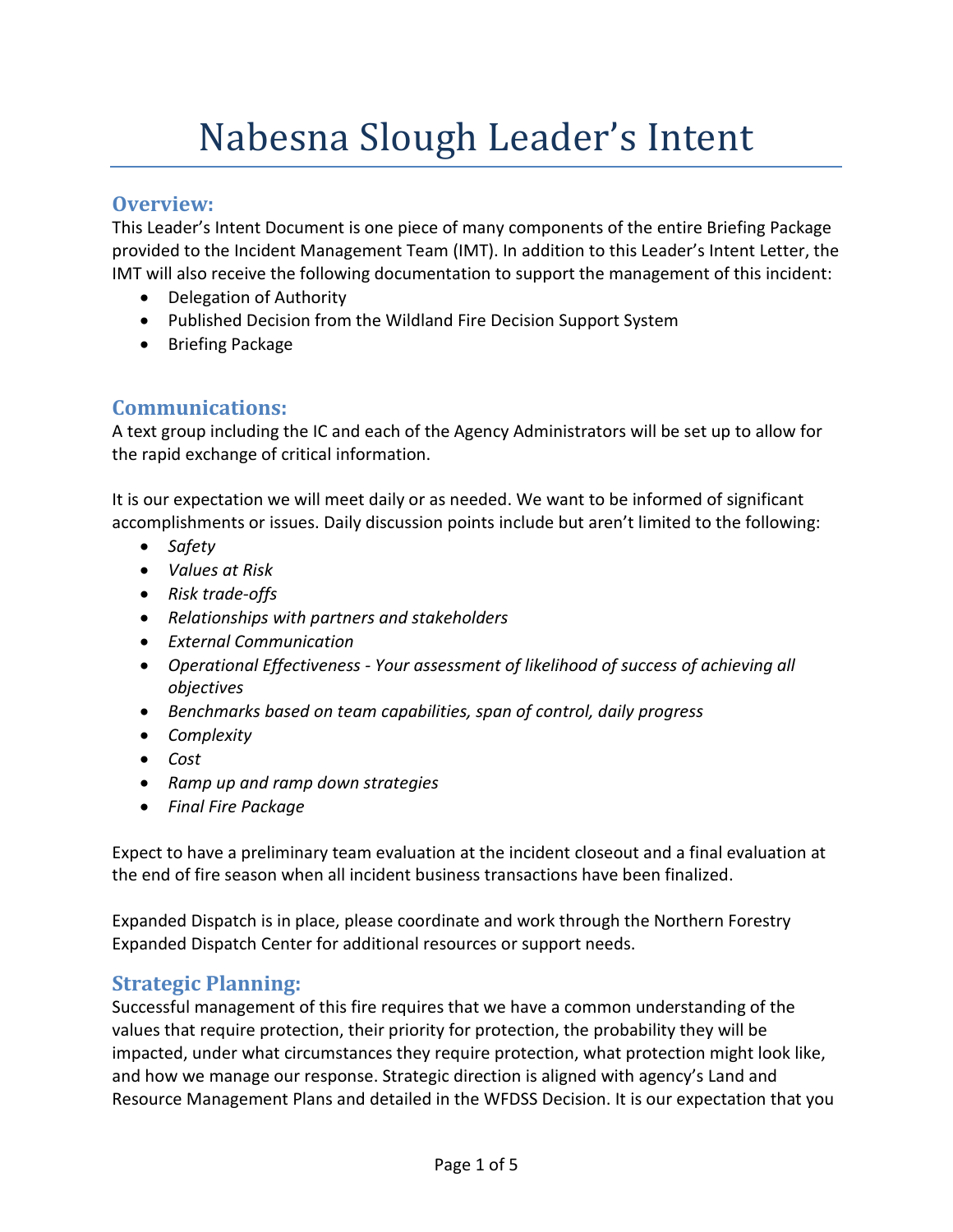# Nabesna Slough Leader's Intent

## Overview:

This Leader's Intent Document is one piece of many components of the entire Briefing Package provided to the Incident Management Team (IMT). In addition to this Leader's Intent Letter, the IMT will also receive the following documentation to support the management of this incident:

- Delegation of Authority
- Published Decision from the Wildland Fire Decision Support System
- Briefing Package

## Communications:

A text group including the IC and each of the Agency Administrators will be set up to allow for the rapid exchange of critical information.

It is our expectation we will meet daily or as needed. We want to be informed of significant accomplishments or issues. Daily discussion points include but aren't limited to the following:

- *Safety*
- *Values at Risk*
- *Risk trade-offs*
- *Relationships with partners and stakeholders*
- *External Communication*
- *Operational Effectiveness - Your assessment of likelihood of success of achieving all objectives*
- *Benchmarks based on team capabilities, span of control, daily progress*
- *Complexity*
- *Cost*
- *Ramp up and ramp down strategies*
- *Final Fire Package*

Expect to have a preliminary team evaluation at the incident closeout and a final evaluation at the end of fire season when all incident business transactions have been finalized.

Expanded Dispatch is in place, please coordinate and work through the Northern Forestry Expanded Dispatch Center for additional resources or support needs.

## Strategic Planning:

Successful management of this fire requires that we have a common understanding of the values that require protection, their priority for protection, the probability they will be impacted, under what circumstances they require protection, what protection might look like, and how we manage our response. Strategic direction is aligned with agency's Land and Resource Management Plans and detailed in the WFDSS Decision. It is our expectation that you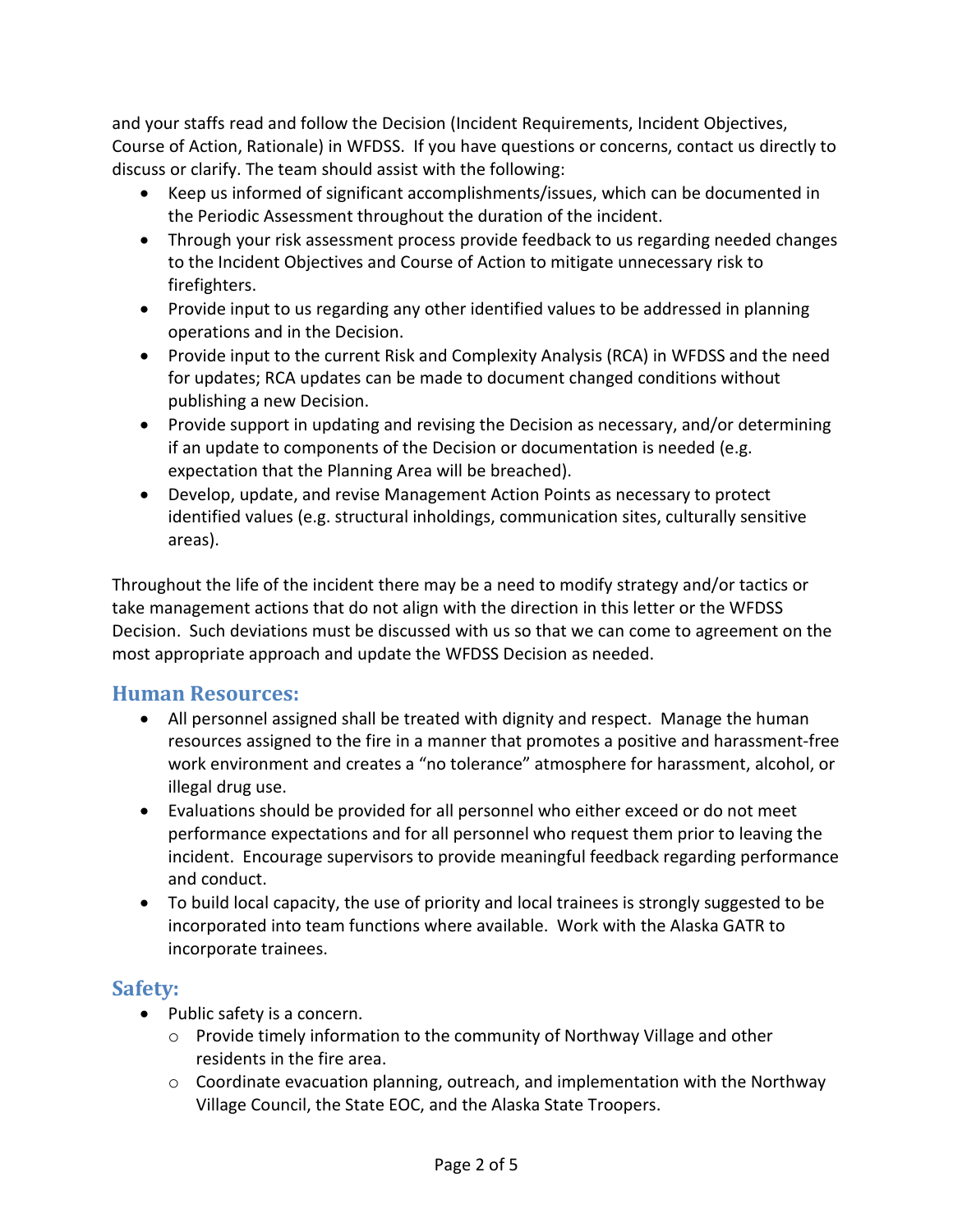and your staffs read and follow the Decision (Incident Requirements, Incident Objectives, Course of Action, Rationale) in WFDSS. If you have questions or concerns, contact us directly to discuss or clarify. The team should assist with the following:

- Keep us informed of significant accomplishments/issues, which can be documented in the Periodic Assessment throughout the duration of the incident.
- Through your risk assessment process provide feedback to us regarding needed changes to the Incident Objectives and Course of Action to mitigate unnecessary risk to firefighters.
- Provide input to us regarding any other identified values to be addressed in planning operations and in the Decision.
- Provide input to the current Risk and Complexity Analysis (RCA) in WFDSS and the need for updates; RCA updates can be made to document changed conditions without publishing a new Decision.
- Provide support in updating and revising the Decision as necessary, and/or determining if an update to components of the Decision or documentation is needed (e.g. expectation that the Planning Area will be breached).
- Develop, update, and revise Management Action Points as necessary to protect identified values (e.g. structural inholdings, communication sites, culturally sensitive areas).

Throughout the life of the incident there may be a need to modify strategy and/or tactics or take management actions that do not align with the direction in this letter or the WFDSS Decision. Such deviations must be discussed with us so that we can come to agreement on the most appropriate approach and update the WFDSS Decision as needed.

## Human Resources:

- All personnel assigned shall be treated with dignity and respect. Manage the human resources assigned to the fire in a manner that promotes a positive and harassment-free work environment and creates a "no tolerance" atmosphere for harassment, alcohol, or illegal drug use.
- Evaluations should be provided for all personnel who either exceed or do not meet performance expectations and for all personnel who request them prior to leaving the incident. Encourage supervisors to provide meaningful feedback regarding performance and conduct.
- To build local capacity, the use of priority and local trainees is strongly suggested to be incorporated into team functions where available. Work with the Alaska GATR to incorporate trainees.

## Safety:

- Public safety is a concern.
  - Provide timely information to the community of Northway Village and other residents in the fire area.
  - Coordinate evacuation planning, outreach, and implementation with the Northway Village Council, the State EOC, and the Alaska State Troopers.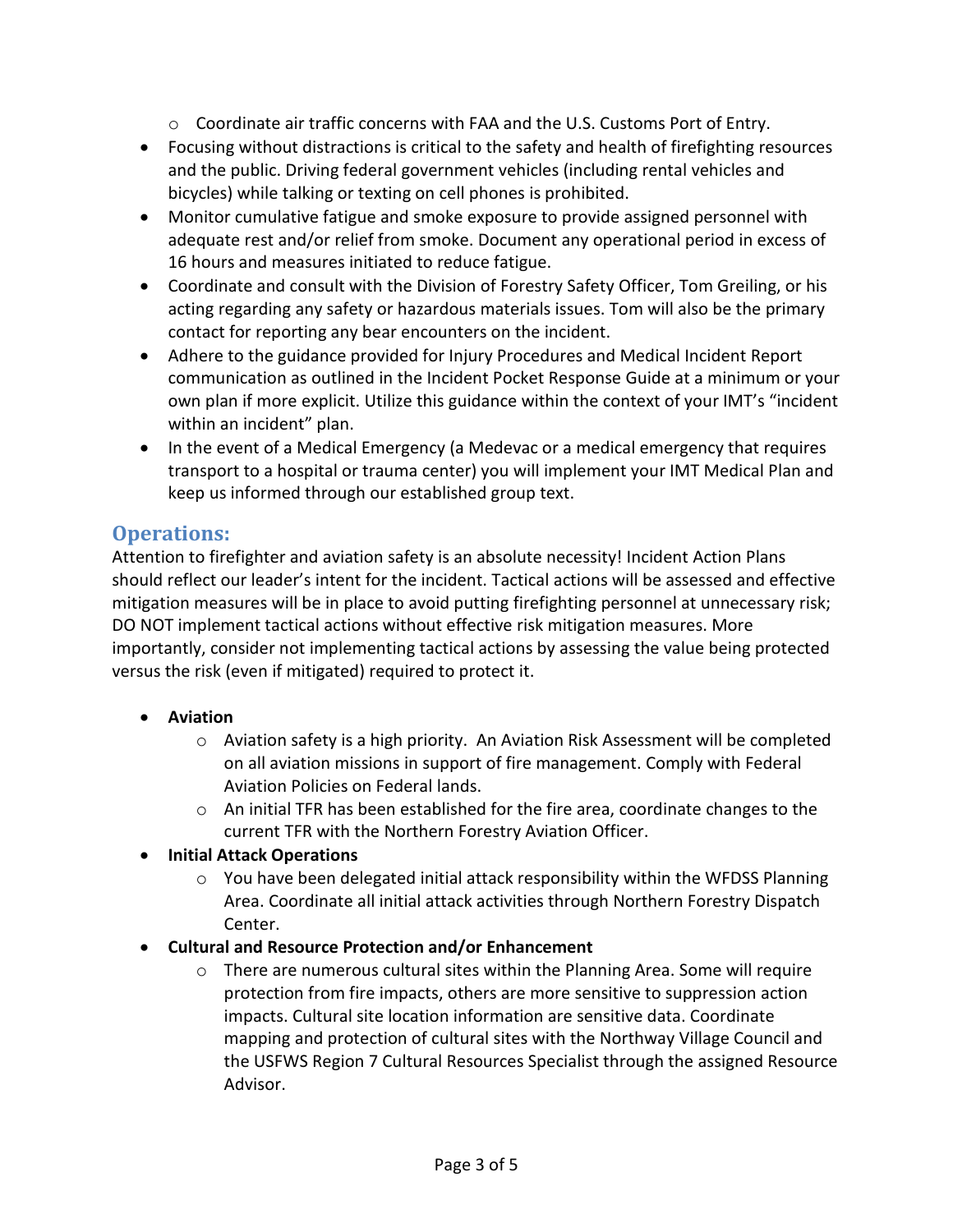- Coordinate air traffic concerns with FAA and the U.S. Customs Port of Entry.
- Focusing without distractions is critical to the safety and health of firefighting resources and the public. Driving federal government vehicles (including rental vehicles and bicycles) while talking or texting on cell phones is prohibited.
- Monitor cumulative fatigue and smoke exposure to provide assigned personnel with adequate rest and/or relief from smoke. Document any operational period in excess of 16 hours and measures initiated to reduce fatigue.
- Coordinate and consult with the Division of Forestry Safety Officer, Tom Greiling, or his acting regarding any safety or hazardous materials issues. Tom will also be the primary contact for reporting any bear encounters on the incident.
- Adhere to the guidance provided for Injury Procedures and Medical Incident Report communication as outlined in the Incident Pocket Response Guide at a minimum or your own plan if more explicit. Utilize this guidance within the context of your IMT's "incident within an incident" plan.
- In the event of a Medical Emergency (a Medevac or a medical emergency that requires transport to a hospital or trauma center) you will implement your IMT Medical Plan and keep us informed through our established group text.

## Operations:

Attention to firefighter and aviation safety is an absolute necessity! Incident Action Plans should reflect our leader's intent for the incident. Tactical actions will be assessed and effective mitigation measures will be in place to avoid putting firefighting personnel at unnecessary risk; DO NOT implement tactical actions without effective risk mitigation measures. More importantly, consider not implementing tactical actions by assessing the value being protected versus the risk (even if mitigated) required to protect it.

- **Aviation**
  - Aviation safety is a high priority. An Aviation Risk Assessment will be completed on all aviation missions in support of fire management. Comply with Federal Aviation Policies on Federal lands.
  - An initial TFR has been established for the fire area, coordinate changes to the current TFR with the Northern Forestry Aviation Officer.
- **Initial Attack Operations**
  - You have been delegated initial attack responsibility within the WFDSS Planning Area. Coordinate all initial attack activities through Northern Forestry Dispatch Center.
- **Cultural and Resource Protection and/or Enhancement**
  - There are numerous cultural sites within the Planning Area. Some will require protection from fire impacts, others are more sensitive to suppression action impacts. Cultural site location information are sensitive data. Coordinate mapping and protection of cultural sites with the Northway Village Council and the USFWS Region 7 Cultural Resources Specialist through the assigned Resource Advisor.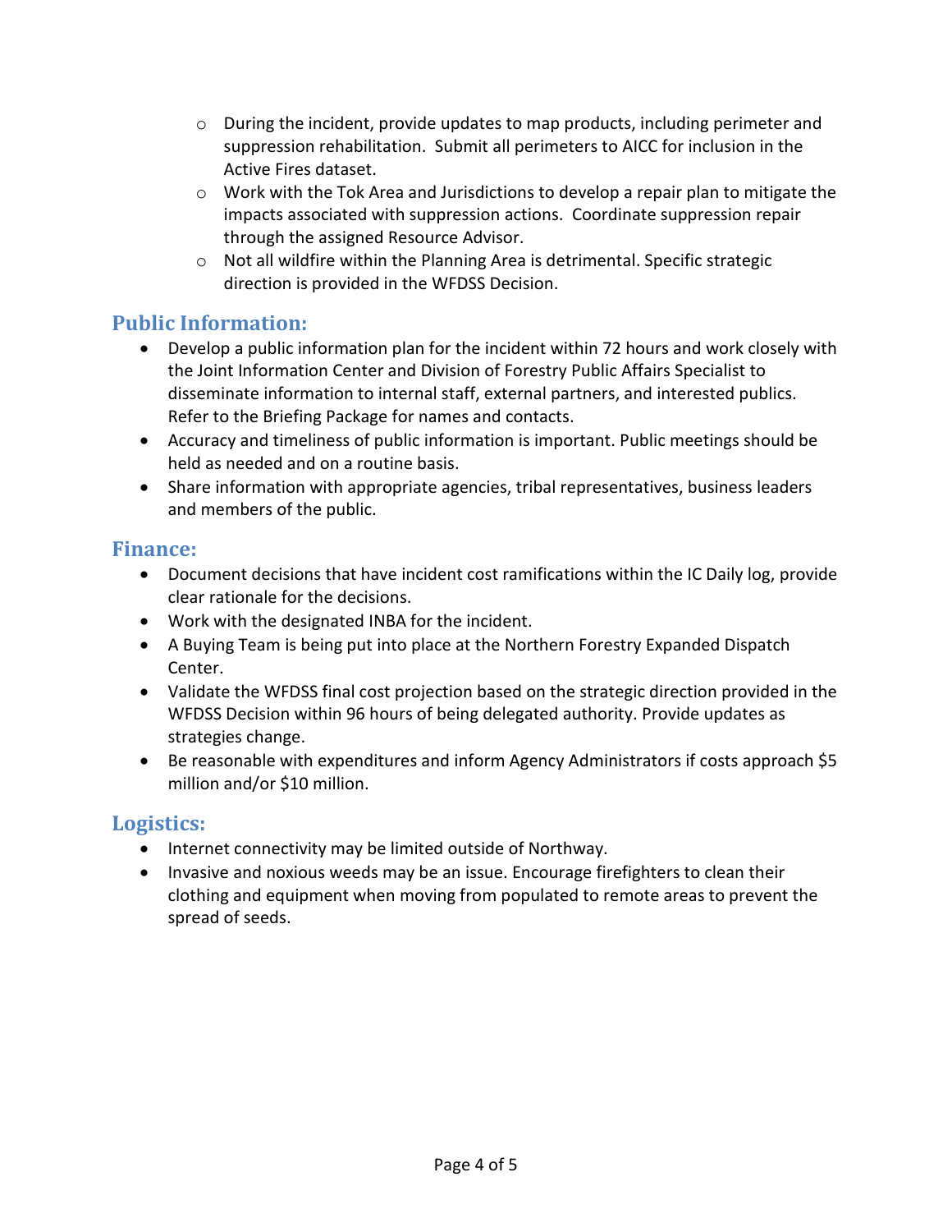- During the incident, provide updates to map products, including perimeter and suppression rehabilitation. Submit all perimeters to AICC for inclusion in the Active Fires dataset.
  - Work with the Tok Area and Jurisdictions to develop a repair plan to mitigate the impacts associated with suppression actions. Coordinate suppression repair through the assigned Resource Advisor.
  - Not all wildfire within the Planning Area is detrimental. Specific strategic direction is provided in the WFDSS Decision.

## Public Information:

- Develop a public information plan for the incident within 72 hours and work closely with the Joint Information Center and Division of Forestry Public Affairs Specialist to disseminate information to internal staff, external partners, and interested publics. Refer to the Briefing Package for names and contacts.
- Accuracy and timeliness of public information is important. Public meetings should be held as needed and on a routine basis.
- Share information with appropriate agencies, tribal representatives, business leaders and members of the public.

## Finance:

- Document decisions that have incident cost ramifications within the IC Daily log, provide clear rationale for the decisions.
- Work with the designated INBA for the incident.
- A Buying Team is being put into place at the Northern Forestry Expanded Dispatch Center.
- Validate the WFDSS final cost projection based on the strategic direction provided in the WFDSS Decision within 96 hours of being delegated authority. Provide updates as strategies change.
- Be reasonable with expenditures and inform Agency Administrators if costs approach $5 million and/or $10 million.

## Logistics:

- Internet connectivity may be limited outside of Northway.
- Invasive and noxious weeds may be an issue. Encourage firefighters to clean their clothing and equipment when moving from populated to remote areas to prevent the spread of seeds.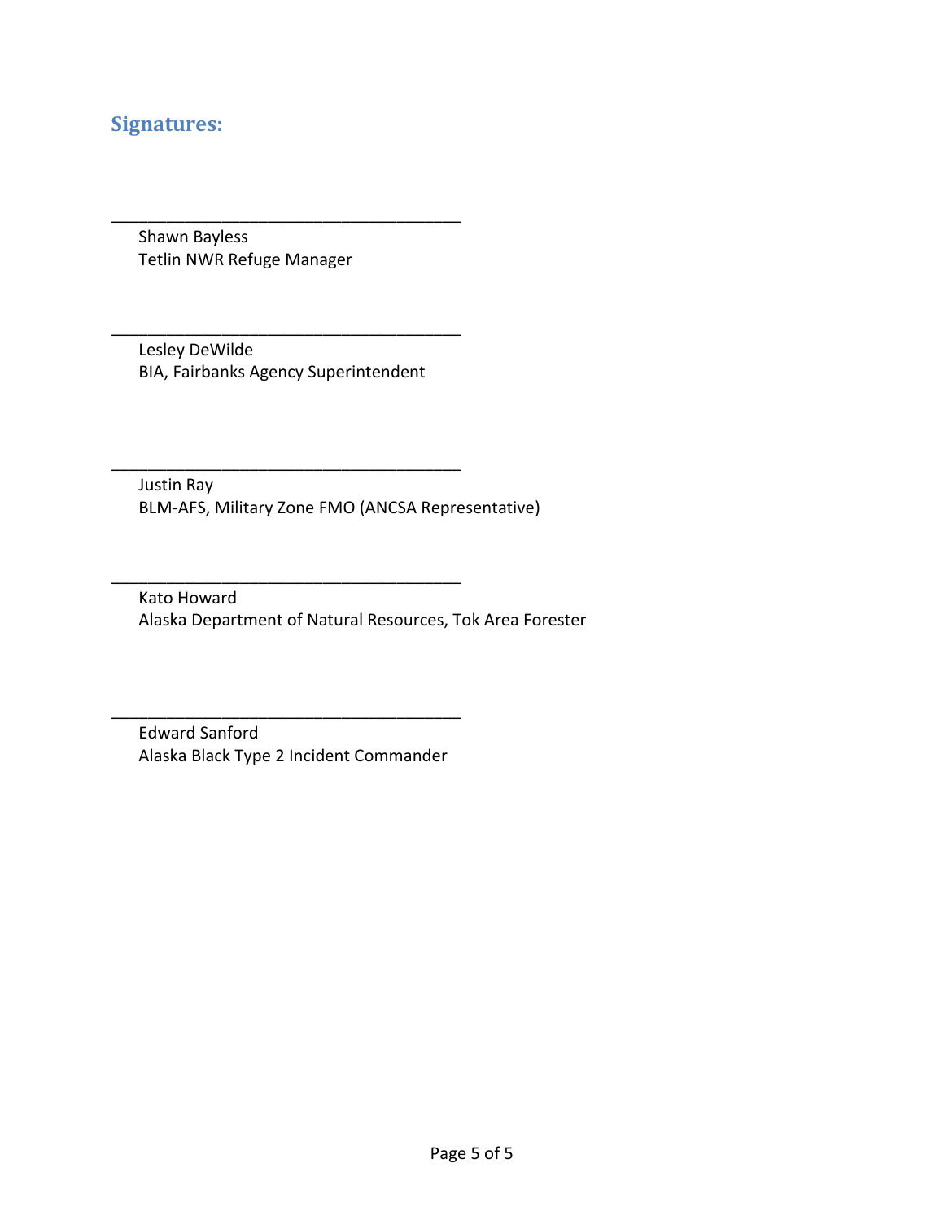## Signatures:

\_\_\_\_\_\_\_\_\_\_\_\_\_\_\_\_\_\_\_\_\_\_\_\_\_\_\_\_\_\_\_\_\_\_\_\_\_\_\_

Shawn Bayless
Tetlin NWR Refuge Manager

\_\_\_\_\_\_\_\_\_\_\_\_\_\_\_\_\_\_\_\_\_\_\_\_\_\_\_\_\_\_\_\_\_\_\_\_\_\_\_

Lesley DeWilde
BIA, Fairbanks Agency Superintendent

\_\_\_\_\_\_\_\_\_\_\_\_\_\_\_\_\_\_\_\_\_\_\_\_\_\_\_\_\_\_\_\_\_\_\_\_\_\_\_

Justin Ray
BLM-AFS, Military Zone FMO (ANCSA Representative)

\_\_\_\_\_\_\_\_\_\_\_\_\_\_\_\_\_\_\_\_\_\_\_\_\_\_\_\_\_\_\_\_\_\_\_\_\_\_\_

Kato Howard
Alaska Department of Natural Resources, Tok Area Forester

\_\_\_\_\_\_\_\_\_\_\_\_\_\_\_\_\_\_\_\_\_\_\_\_\_\_\_\_\_\_\_\_\_\_\_\_\_\_\_

Edward Sanford
Alaska Black Type 2 Incident Commander